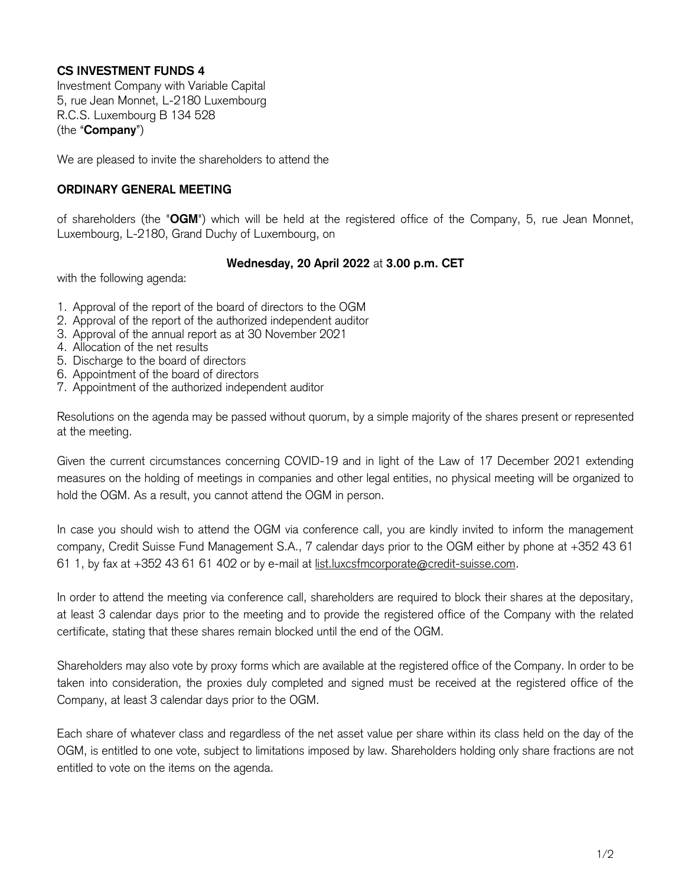**CS INVESTMENT FUNDS 4**
Investment Company with Variable Capital
5, rue Jean Monnet, L-2180 Luxembourg
R.C.S. Luxembourg B 134 528
(the "**Company**")

We are pleased to invite the shareholders to attend the

## ORDINARY GENERAL MEETING

of shareholders (the "**OGM**") which will be held at the registered office of the Company, 5, rue Jean Monnet, Luxembourg, L-2180, Grand Duchy of Luxembourg, on

**Wednesday, 20 April 2022** at **3.00 p.m. CET**

with the following agenda:

1. Approval of the report of the board of directors to the OGM
2. Approval of the report of the authorized independent auditor
3. Approval of the annual report as at 30 November 2021
4. Allocation of the net results
5. Discharge to the board of directors
6. Appointment of the board of directors
7. Appointment of the authorized independent auditor

Resolutions on the agenda may be passed without quorum, by a simple majority of the shares present or represented at the meeting.

Given the current circumstances concerning COVID-19 and in light of the Law of 17 December 2021 extending measures on the holding of meetings in companies and other legal entities, no physical meeting will be organized to hold the OGM. As a result, you cannot attend the OGM in person.

In case you should wish to attend the OGM via conference call, you are kindly invited to inform the management company, Credit Suisse Fund Management S.A., 7 calendar days prior to the OGM either by phone at +352 43 61 61 1, by fax at +352 43 61 61 402 or by e-mail at list.luxcsfmcorporate@credit-suisse.com.

In order to attend the meeting via conference call, shareholders are required to block their shares at the depositary, at least 3 calendar days prior to the meeting and to provide the registered office of the Company with the related certificate, stating that these shares remain blocked until the end of the OGM.

Shareholders may also vote by proxy forms which are available at the registered office of the Company. In order to be taken into consideration, the proxies duly completed and signed must be received at the registered office of the Company, at least 3 calendar days prior to the OGM.

Each share of whatever class and regardless of the net asset value per share within its class held on the day of the OGM, is entitled to one vote, subject to limitations imposed by law. Shareholders holding only share fractions are not entitled to vote on the items on the agenda.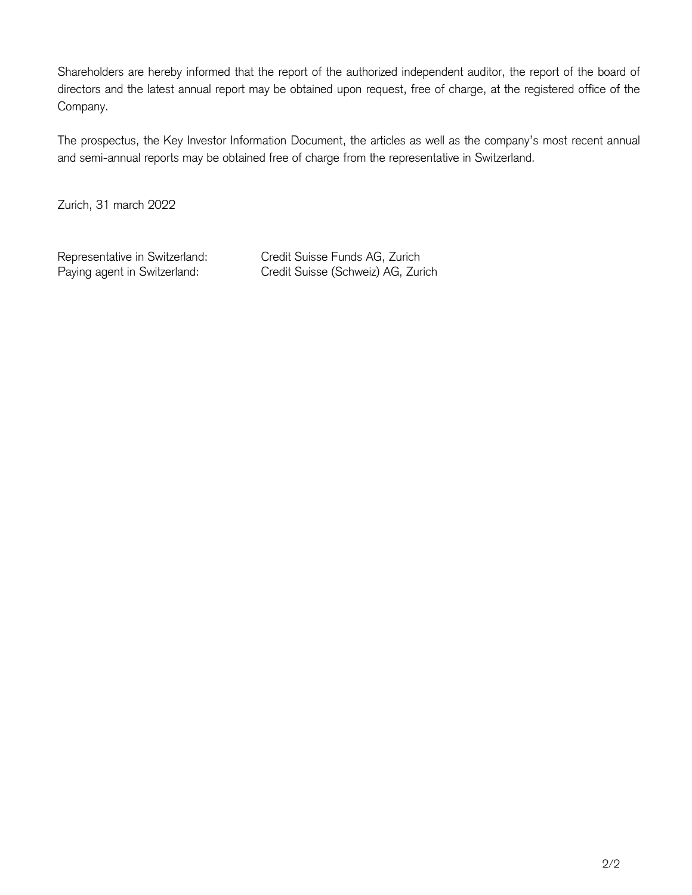Shareholders are hereby informed that the report of the authorized independent auditor, the report of the board of directors and the latest annual report may be obtained upon request, free of charge, at the registered office of the Company.

The prospectus, the Key Investor Information Document, the articles as well as the company's most recent annual and semi-annual reports may be obtained free of charge from the representative in Switzerland.

Zurich, 31 march 2022

| | |
|---|---|
| Representative in Switzerland: | Credit Suisse Funds AG, Zurich |
| Paying agent in Switzerland: | Credit Suisse (Schweiz) AG, Zurich |